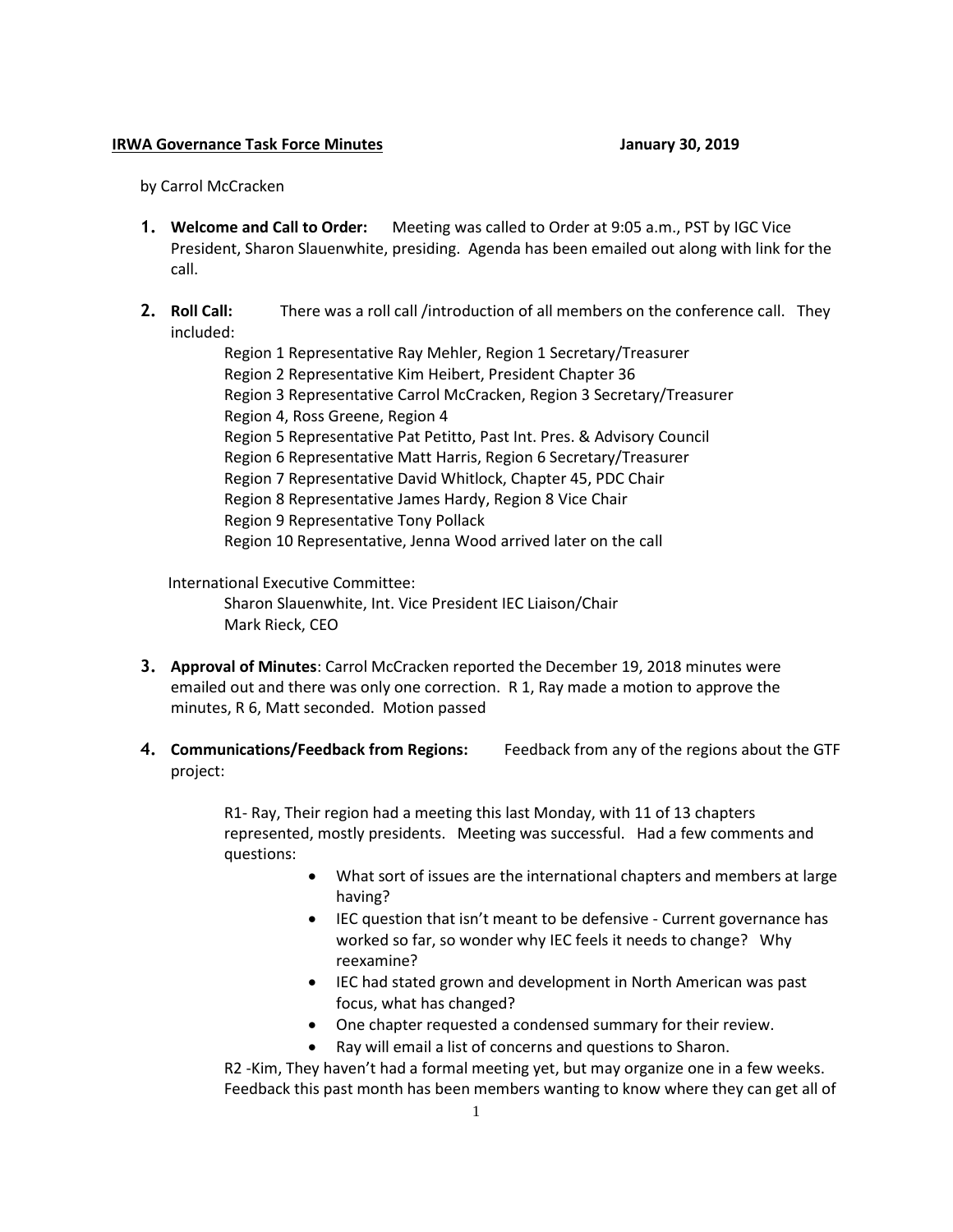**IRWA Governance Task Force Minutes** **January 30, 2019**

by Carrol McCracken

1. **Welcome and Call to Order:** Meeting was called to Order at 9:05 a.m., PST by IGC Vice President, Sharon Slauenwhite, presiding. Agenda has been emailed out along with link for the call.

2. **Roll Call:** There was a roll call /introduction of all members on the conference call. They included:

   Region 1 Representative Ray Mehler, Region 1 Secretary/Treasurer
   Region 2 Representative Kim Heibert, President Chapter 36
   Region 3 Representative Carrol McCracken, Region 3 Secretary/Treasurer
   Region 4, Ross Greene, Region 4
   Region 5 Representative Pat Petitto, Past Int. Pres. & Advisory Council
   Region 6 Representative Matt Harris, Region 6 Secretary/Treasurer
   Region 7 Representative David Whitlock, Chapter 45, PDC Chair
   Region 8 Representative James Hardy, Region 8 Vice Chair
   Region 9 Representative Tony Pollack
   Region 10 Representative, Jenna Wood arrived later on the call

   International Executive Committee:
   Sharon Slauenwhite, Int. Vice President IEC Liaison/Chair
   Mark Rieck, CEO

3. **Approval of Minutes**: Carrol McCracken reported the December 19, 2018 minutes were emailed out and there was only one correction. R 1, Ray made a motion to approve the minutes, R 6, Matt seconded. Motion passed

4. **Communications/Feedback from Regions:** Feedback from any of the regions about the GTF project:

   R1- Ray, Their region had a meeting this last Monday, with 11 of 13 chapters represented, mostly presidents. Meeting was successful. Had a few comments and questions:

   - What sort of issues are the international chapters and members at large having?
   - IEC question that isn't meant to be defensive - Current governance has worked so far, so wonder why IEC feels it needs to change? Why reexamine?
   - IEC had stated grown and development in North American was past focus, what has changed?
   - One chapter requested a condensed summary for their review.
   - Ray will email a list of concerns and questions to Sharon.

   R2 -Kim, They haven't had a formal meeting yet, but may organize one in a few weeks. Feedback this past month has been members wanting to know where they can get all of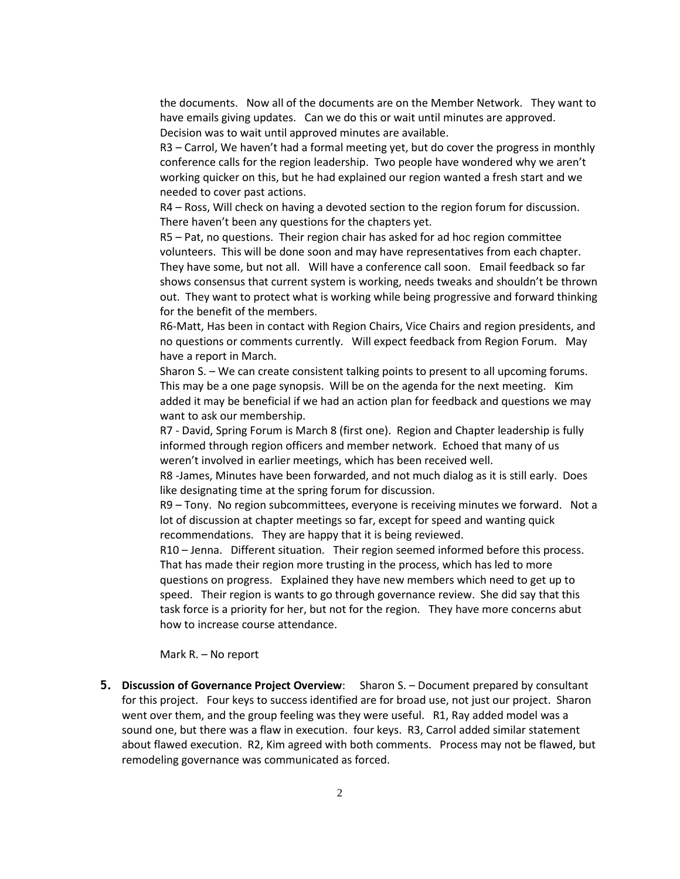the documents. Now all of the documents are on the Member Network. They want to have emails giving updates. Can we do this or wait until minutes are approved. Decision was to wait until approved minutes are available.

R3 – Carrol, We haven't had a formal meeting yet, but do cover the progress in monthly conference calls for the region leadership. Two people have wondered why we aren't working quicker on this, but he had explained our region wanted a fresh start and we needed to cover past actions.

R4 – Ross, Will check on having a devoted section to the region forum for discussion. There haven't been any questions for the chapters yet.

R5 – Pat, no questions. Their region chair has asked for ad hoc region committee volunteers. This will be done soon and may have representatives from each chapter. They have some, but not all. Will have a conference call soon. Email feedback so far shows consensus that current system is working, needs tweaks and shouldn't be thrown out. They want to protect what is working while being progressive and forward thinking for the benefit of the members.

R6-Matt, Has been in contact with Region Chairs, Vice Chairs and region presidents, and no questions or comments currently. Will expect feedback from Region Forum. May have a report in March.

Sharon S. – We can create consistent talking points to present to all upcoming forums. This may be a one page synopsis. Will be on the agenda for the next meeting. Kim added it may be beneficial if we had an action plan for feedback and questions we may want to ask our membership.

R7 - David, Spring Forum is March 8 (first one). Region and Chapter leadership is fully informed through region officers and member network. Echoed that many of us weren't involved in earlier meetings, which has been received well.

R8 -James, Minutes have been forwarded, and not much dialog as it is still early. Does like designating time at the spring forum for discussion.

R9 – Tony. No region subcommittees, everyone is receiving minutes we forward. Not a lot of discussion at chapter meetings so far, except for speed and wanting quick recommendations. They are happy that it is being reviewed.

R10 – Jenna. Different situation. Their region seemed informed before this process. That has made their region more trusting in the process, which has led to more questions on progress. Explained they have new members which need to get up to speed. Their region is wants to go through governance review. She did say that this task force is a priority for her, but not for the region. They have more concerns abut how to increase course attendance.

Mark R. – No report

5. **Discussion of Governance Project Overview**: Sharon S. – Document prepared by consultant for this project. Four keys to success identified are for broad use, not just our project. Sharon went over them, and the group feeling was they were useful. R1, Ray added model was a sound one, but there was a flaw in execution. four keys. R3, Carrol added similar statement about flawed execution. R2, Kim agreed with both comments. Process may not be flawed, but remodeling governance was communicated as forced.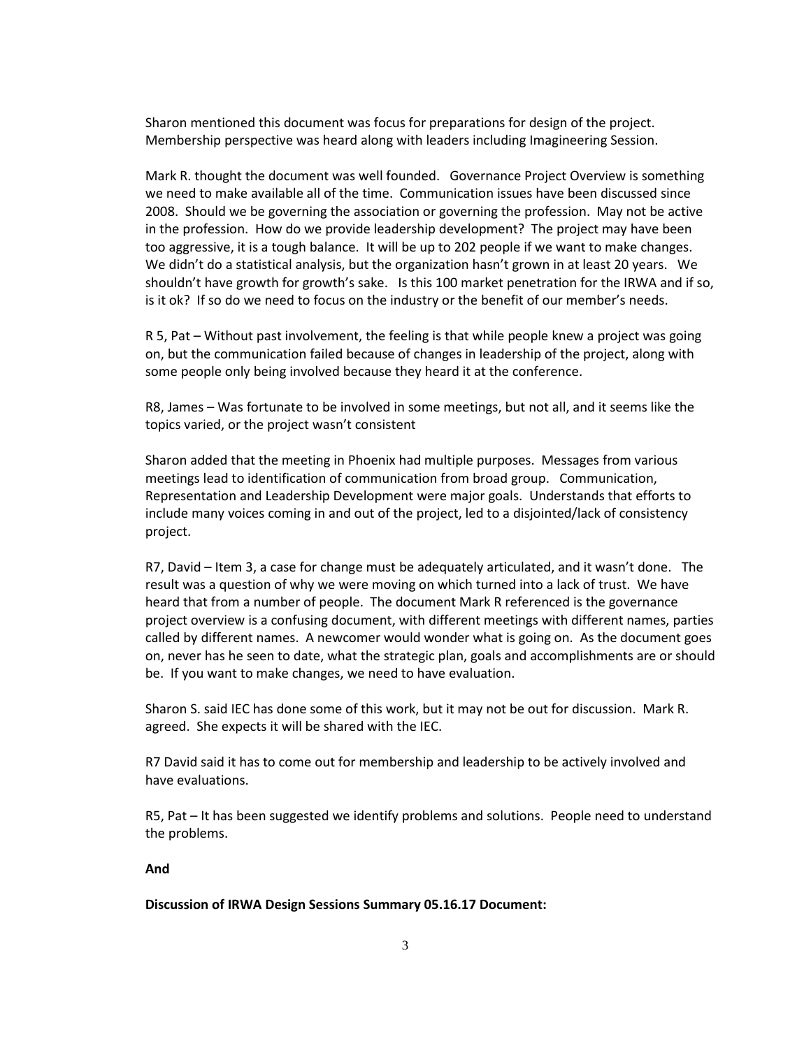Sharon mentioned this document was focus for preparations for design of the project. Membership perspective was heard along with leaders including Imagineering Session.

Mark R. thought the document was well founded. Governance Project Overview is something we need to make available all of the time. Communication issues have been discussed since 2008. Should we be governing the association or governing the profession. May not be active in the profession. How do we provide leadership development? The project may have been too aggressive, it is a tough balance. It will be up to 202 people if we want to make changes. We didn't do a statistical analysis, but the organization hasn't grown in at least 20 years. We shouldn't have growth for growth's sake. Is this 100 market penetration for the IRWA and if so, is it ok? If so do we need to focus on the industry or the benefit of our member's needs.

R 5, Pat – Without past involvement, the feeling is that while people knew a project was going on, but the communication failed because of changes in leadership of the project, along with some people only being involved because they heard it at the conference.

R8, James – Was fortunate to be involved in some meetings, but not all, and it seems like the topics varied, or the project wasn't consistent

Sharon added that the meeting in Phoenix had multiple purposes. Messages from various meetings lead to identification of communication from broad group. Communication, Representation and Leadership Development were major goals. Understands that efforts to include many voices coming in and out of the project, led to a disjointed/lack of consistency project.

R7, David – Item 3, a case for change must be adequately articulated, and it wasn't done. The result was a question of why we were moving on which turned into a lack of trust. We have heard that from a number of people. The document Mark R referenced is the governance project overview is a confusing document, with different meetings with different names, parties called by different names. A newcomer would wonder what is going on. As the document goes on, never has he seen to date, what the strategic plan, goals and accomplishments are or should be. If you want to make changes, we need to have evaluation.

Sharon S. said IEC has done some of this work, but it may not be out for discussion. Mark R. agreed. She expects it will be shared with the IEC.

R7 David said it has to come out for membership and leadership to be actively involved and have evaluations.

R5, Pat – It has been suggested we identify problems and solutions. People need to understand the problems.

**And**

**Discussion of IRWA Design Sessions Summary 05.16.17 Document:**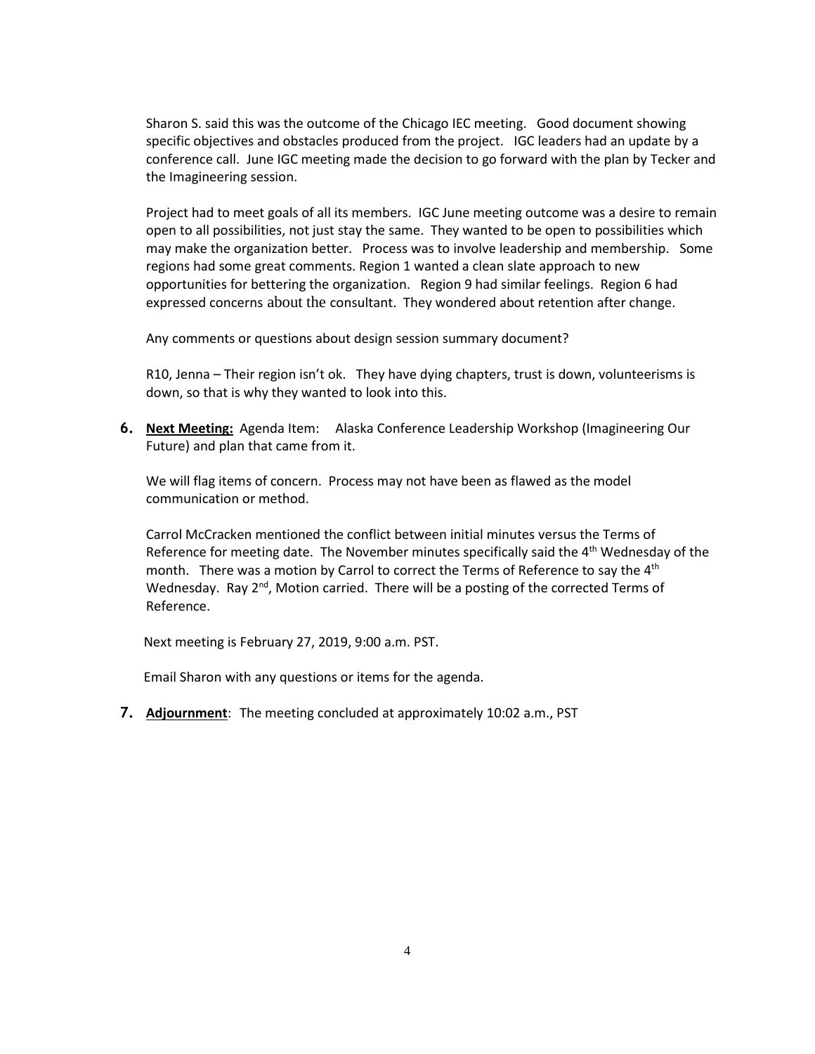Sharon S. said this was the outcome of the Chicago IEC meeting. Good document showing specific objectives and obstacles produced from the project. IGC leaders had an update by a conference call. June IGC meeting made the decision to go forward with the plan by Tecker and the Imagineering session.

Project had to meet goals of all its members. IGC June meeting outcome was a desire to remain open to all possibilities, not just stay the same. They wanted to be open to possibilities which may make the organization better. Process was to involve leadership and membership. Some regions had some great comments. Region 1 wanted a clean slate approach to new opportunities for bettering the organization. Region 9 had similar feelings. Region 6 had expressed concerns about the consultant. They wondered about retention after change.

Any comments or questions about design session summary document?

R10, Jenna – Their region isn't ok. They have dying chapters, trust is down, volunteerisms is down, so that is why they wanted to look into this.

6. **Next Meeting:** Agenda Item: Alaska Conference Leadership Workshop (Imagineering Our Future) and plan that came from it.

   We will flag items of concern. Process may not have been as flawed as the model communication or method.

   Carrol McCracken mentioned the conflict between initial minutes versus the Terms of Reference for meeting date. The November minutes specifically said the 4th Wednesday of the month. There was a motion by Carrol to correct the Terms of Reference to say the 4th Wednesday. Ray 2nd, Motion carried. There will be a posting of the corrected Terms of Reference.

   Next meeting is February 27, 2019, 9:00 a.m. PST.

   Email Sharon with any questions or items for the agenda.

7. **Adjournment**: The meeting concluded at approximately 10:02 a.m., PST